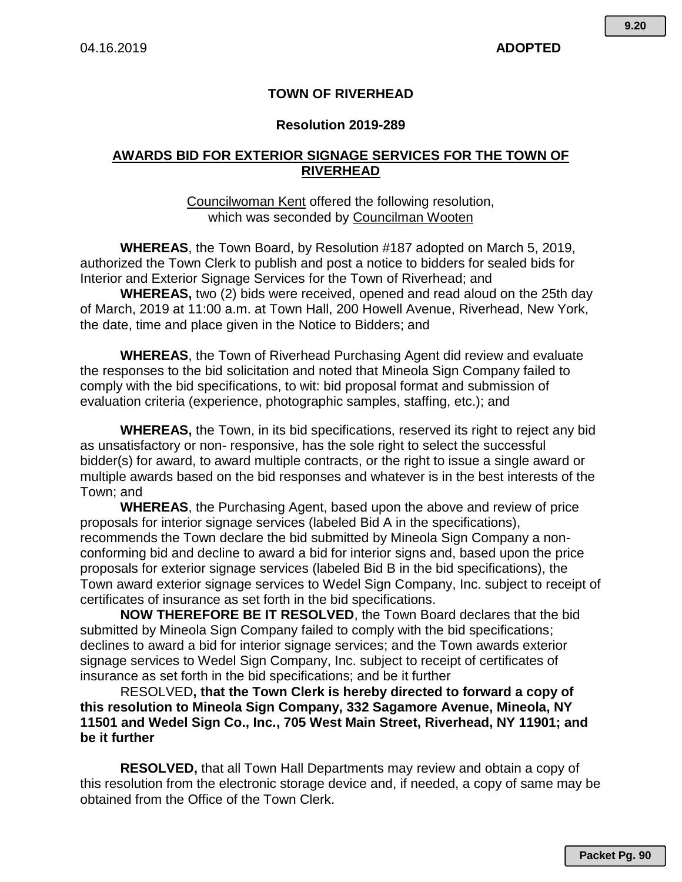04.16.2019 **ADOPTED**

**TOWN OF RIVERHEAD**

**Resolution 2019-289**

**AWARDS BID FOR EXTERIOR SIGNAGE SERVICES FOR THE TOWN OF RIVERHEAD**

Councilwoman Kent offered the following resolution, which was seconded by Councilman Wooten

**WHEREAS**, the Town Board, by Resolution #187 adopted on March 5, 2019, authorized the Town Clerk to publish and post a notice to bidders for sealed bids for Interior and Exterior Signage Services for the Town of Riverhead; and

**WHEREAS,** two (2) bids were received, opened and read aloud on the 25th day of March, 2019 at 11:00 a.m. at Town Hall, 200 Howell Avenue, Riverhead, New York, the date, time and place given in the Notice to Bidders; and

**WHEREAS**, the Town of Riverhead Purchasing Agent did review and evaluate the responses to the bid solicitation and noted that Mineola Sign Company failed to comply with the bid specifications, to wit: bid proposal format and submission of evaluation criteria (experience, photographic samples, staffing, etc.); and

**WHEREAS,** the Town, in its bid specifications, reserved its right to reject any bid as unsatisfactory or non- responsive, has the sole right to select the successful bidder(s) for award, to award multiple contracts, or the right to issue a single award or multiple awards based on the bid responses and whatever is in the best interests of the Town; and

**WHEREAS**, the Purchasing Agent, based upon the above and review of price proposals for interior signage services (labeled Bid A in the specifications), recommends the Town declare the bid submitted by Mineola Sign Company a non-conforming bid and decline to award a bid for interior signs and, based upon the price proposals for exterior signage services (labeled Bid B in the bid specifications), the Town award exterior signage services to Wedel Sign Company, Inc. subject to receipt of certificates of insurance as set forth in the bid specifications.

**NOW THEREFORE BE IT RESOLVED**, the Town Board declares that the bid submitted by Mineola Sign Company failed to comply with the bid specifications; declines to award a bid for interior signage services; and the Town awards exterior signage services to Wedel Sign Company, Inc. subject to receipt of certificates of insurance as set forth in the bid specifications; and be it further

RESOLVED**, that the Town Clerk is hereby directed to forward a copy of this resolution to Mineola Sign Company, 332 Sagamore Avenue, Mineola, NY 11501 and Wedel Sign Co., Inc., 705 West Main Street, Riverhead, NY 11901; and be it further**

**RESOLVED,** that all Town Hall Departments may review and obtain a copy of this resolution from the electronic storage device and, if needed, a copy of same may be obtained from the Office of the Town Clerk.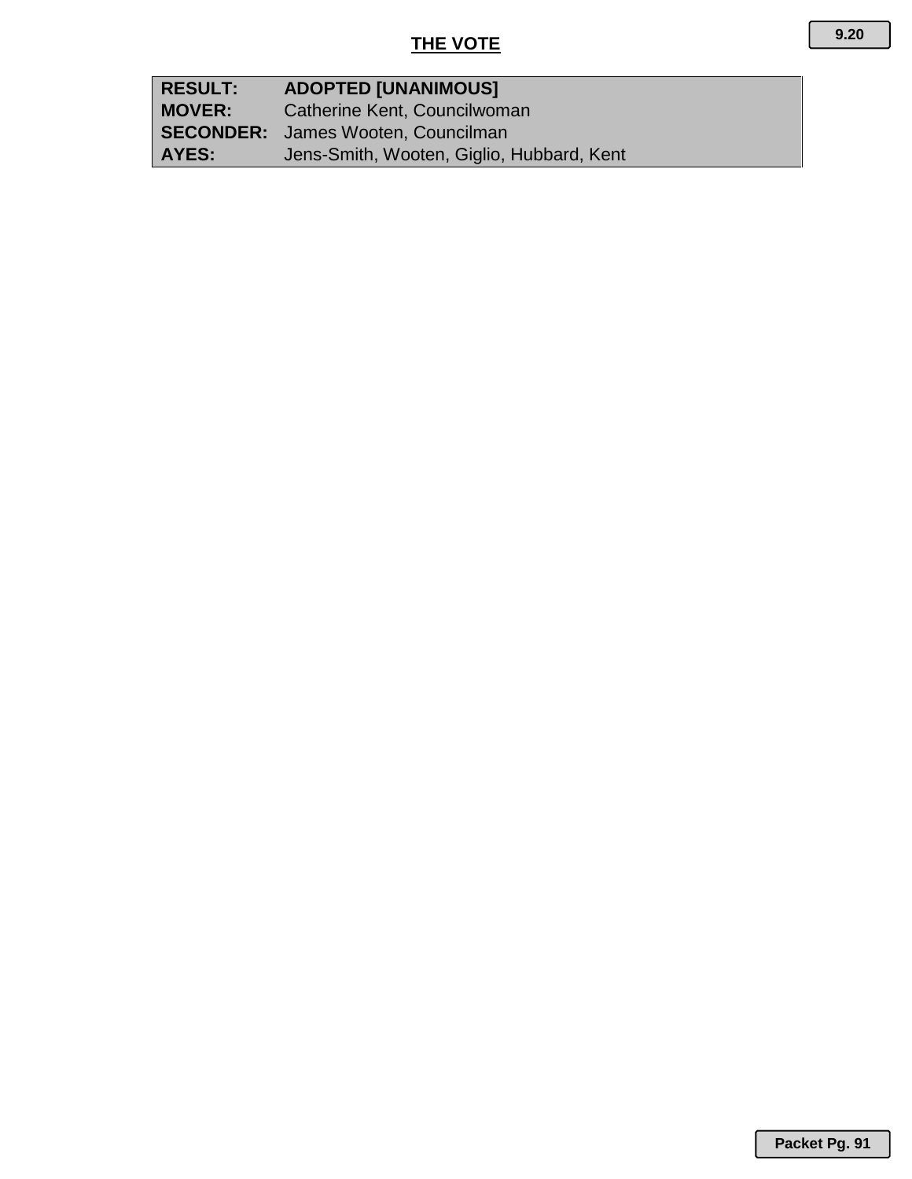## THE VOTE

| | |
|---|---|
| **RESULT:** | **ADOPTED [UNANIMOUS]** |
| **MOVER:** | Catherine Kent, Councilwoman |
| **SECONDER:** | James Wooten, Councilman |
| **AYES:** | Jens-Smith, Wooten, Giglio, Hubbard, Kent |